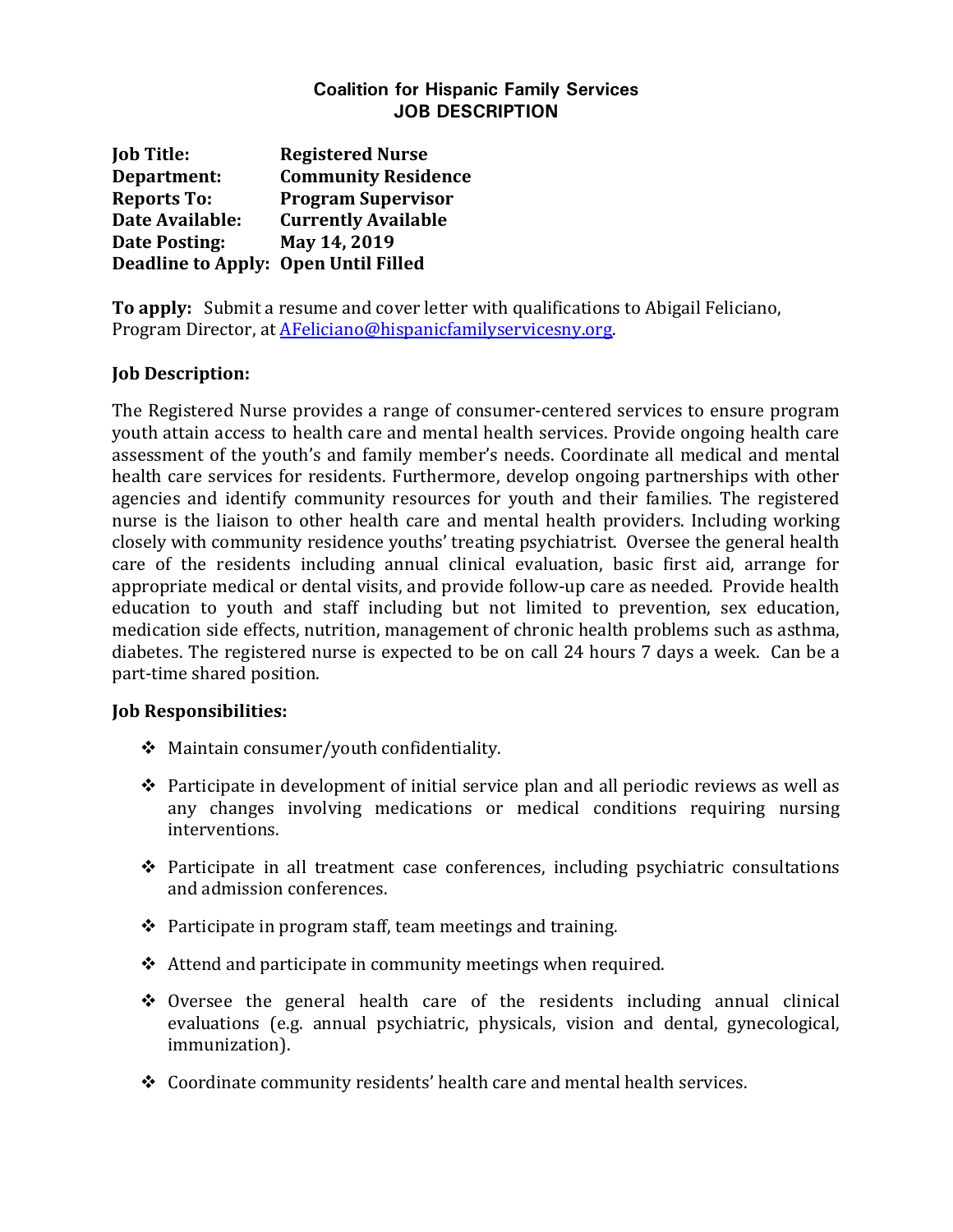**Coalition for Hispanic Family Services**
**JOB DESCRIPTION**

**Job Title:** **Registered Nurse**
**Department:** **Community Residence**
**Reports To:** **Program Supervisor**
**Date Available:** **Currently Available**
**Date Posting:** **May 14, 2019**
**Deadline to Apply:** **Open Until Filled**

**To apply:** Submit a resume and cover letter with qualifications to Abigail Feliciano, Program Director, at AFeliciano@hispanicfamilyservicesny.org.

**Job Description:**

The Registered Nurse provides a range of consumer-centered services to ensure program youth attain access to health care and mental health services. Provide ongoing health care assessment of the youth's and family member's needs. Coordinate all medical and mental health care services for residents. Furthermore, develop ongoing partnerships with other agencies and identify community resources for youth and their families. The registered nurse is the liaison to other health care and mental health providers. Including working closely with community residence youths' treating psychiatrist. Oversee the general health care of the residents including annual clinical evaluation, basic first aid, arrange for appropriate medical or dental visits, and provide follow-up care as needed. Provide health education to youth and staff including but not limited to prevention, sex education, medication side effects, nutrition, management of chronic health problems such as asthma, diabetes. The registered nurse is expected to be on call 24 hours 7 days a week. Can be a part-time shared position.

**Job Responsibilities:**

- Maintain consumer/youth confidentiality.
- Participate in development of initial service plan and all periodic reviews as well as any changes involving medications or medical conditions requiring nursing interventions.
- Participate in all treatment case conferences, including psychiatric consultations and admission conferences.
- Participate in program staff, team meetings and training.
- Attend and participate in community meetings when required.
- Oversee the general health care of the residents including annual clinical evaluations (e.g. annual psychiatric, physicals, vision and dental, gynecological, immunization).
- Coordinate community residents' health care and mental health services.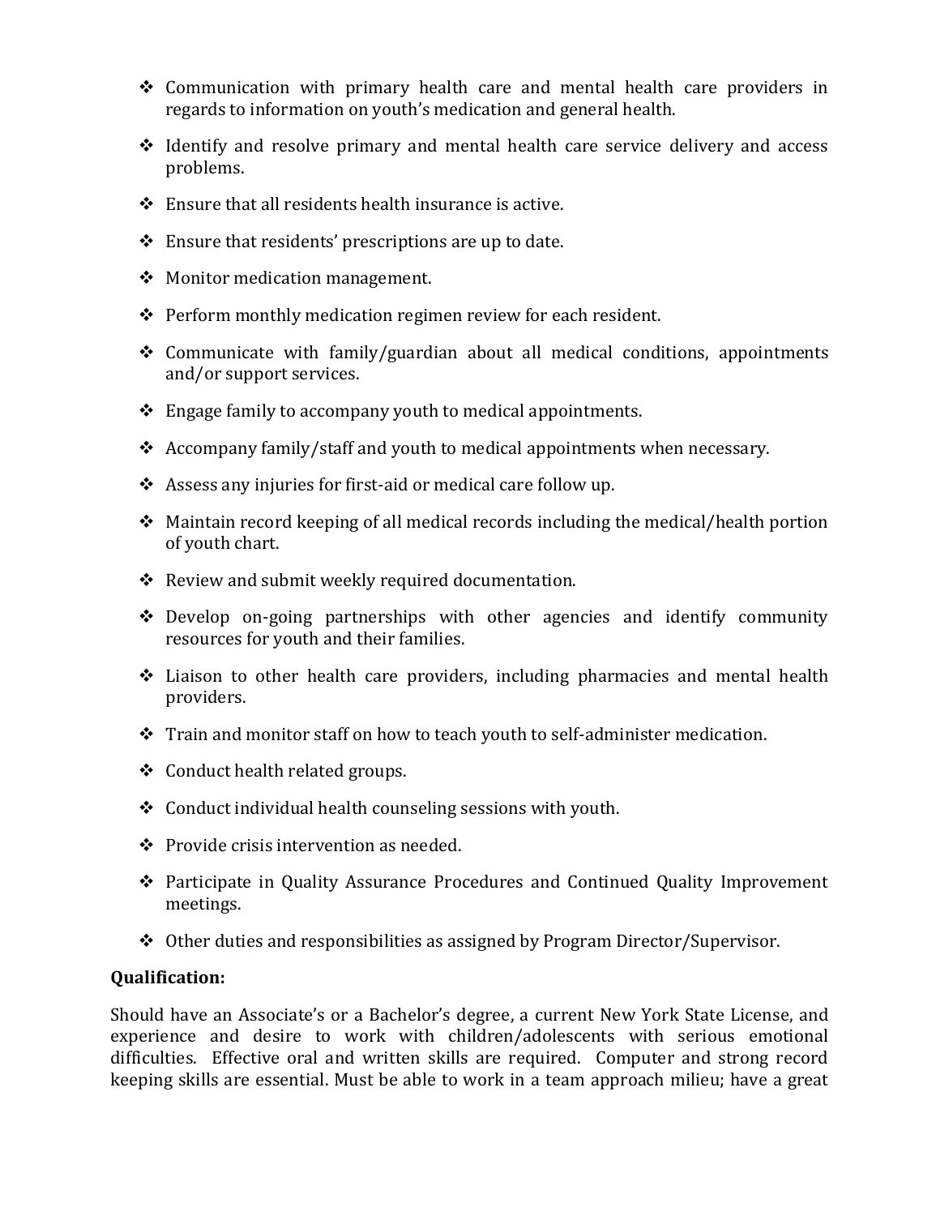- Communication with primary health care and mental health care providers in regards to information on youth's medication and general health.
- Identify and resolve primary and mental health care service delivery and access problems.
- Ensure that all residents health insurance is active.
- Ensure that residents' prescriptions are up to date.
- Monitor medication management.
- Perform monthly medication regimen review for each resident.
- Communicate with family/guardian about all medical conditions, appointments and/or support services.
- Engage family to accompany youth to medical appointments.
- Accompany family/staff and youth to medical appointments when necessary.
- Assess any injuries for first-aid or medical care follow up.
- Maintain record keeping of all medical records including the medical/health portion of youth chart.
- Review and submit weekly required documentation.
- Develop on-going partnerships with other agencies and identify community resources for youth and their families.
- Liaison to other health care providers, including pharmacies and mental health providers.
- Train and monitor staff on how to teach youth to self-administer medication.
- Conduct health related groups.
- Conduct individual health counseling sessions with youth.
- Provide crisis intervention as needed.
- Participate in Quality Assurance Procedures and Continued Quality Improvement meetings.
- Other duties and responsibilities as assigned by Program Director/Supervisor.

**Qualification:**

Should have an Associate's or a Bachelor's degree, a current New York State License, and experience and desire to work with children/adolescents with serious emotional difficulties. Effective oral and written skills are required. Computer and strong record keeping skills are essential. Must be able to work in a team approach milieu; have a great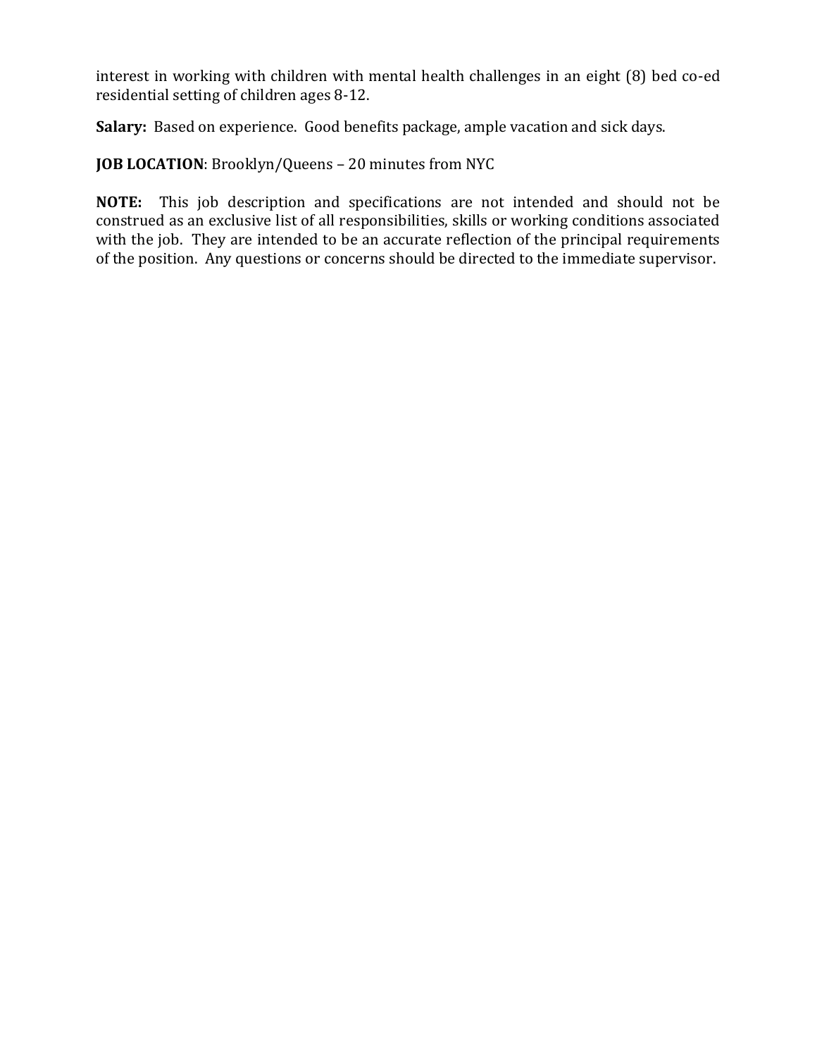interest in working with children with mental health challenges in an eight (8) bed co-ed residential setting of children ages 8-12.

**Salary:** Based on experience. Good benefits package, ample vacation and sick days.

**JOB LOCATION**: Brooklyn/Queens – 20 minutes from NYC

**NOTE:** This job description and specifications are not intended and should not be construed as an exclusive list of all responsibilities, skills or working conditions associated with the job. They are intended to be an accurate reflection of the principal requirements of the position. Any questions or concerns should be directed to the immediate supervisor.